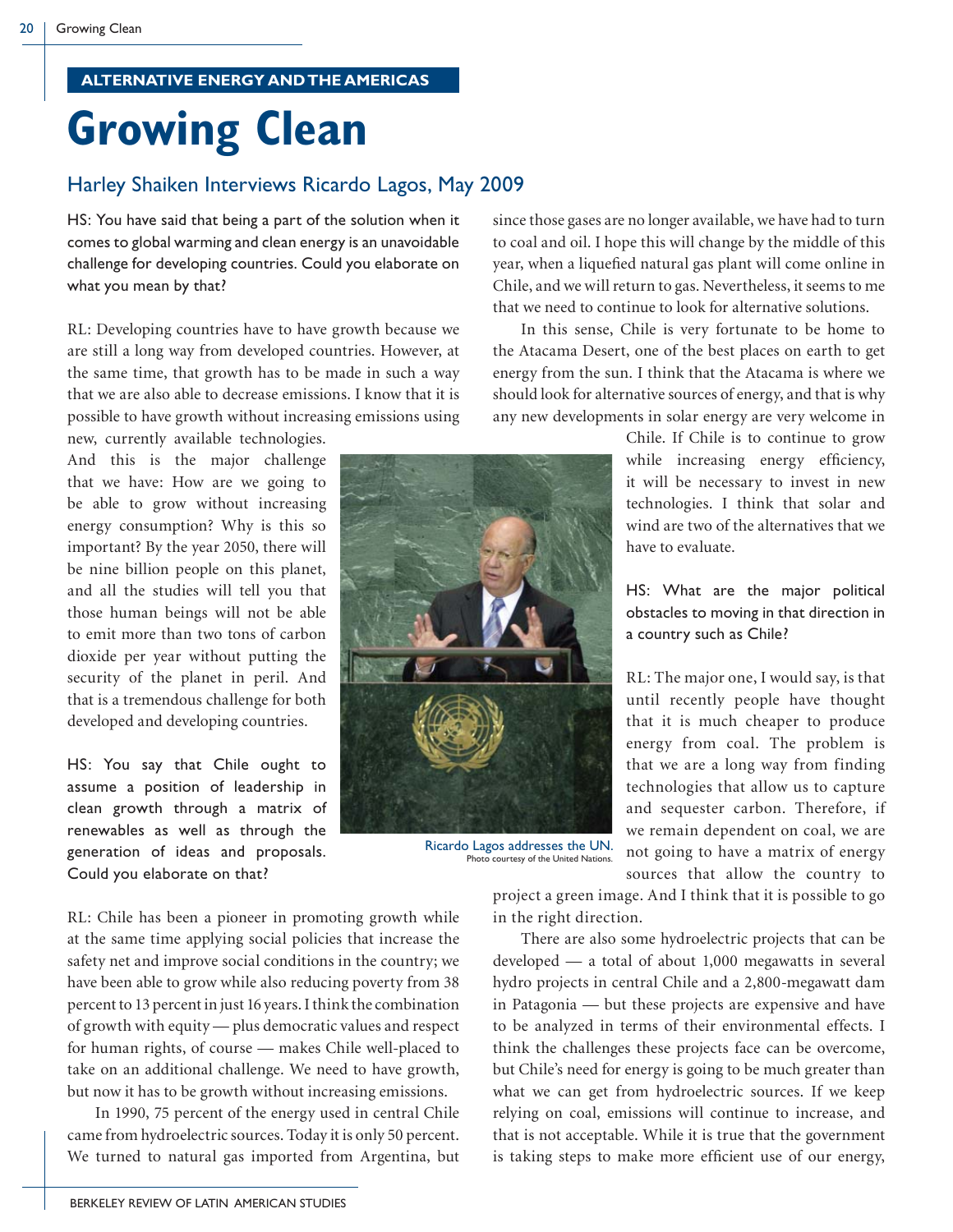ALTERNATIVE ENERGY AND THE AMERICAS

# Growing Clean

## Harley Shaiken Interviews Ricardo Lagos, May 2009

HS: You have said that being a part of the solution when it comes to global warming and clean energy is an unavoidable challenge for developing countries. Could you elaborate on what you mean by that?

RL: Developing countries have to have growth because we are still a long way from developed countries. However, at the same time, that growth has to be made in such a way that we are also able to decrease emissions. I know that it is possible to have growth without increasing emissions using new, currently available technologies. And this is the major challenge that we have: How are we going to be able to grow without increasing energy consumption? Why is this so important? By the year 2050, there will be nine billion people on this planet, and all the studies will tell you that those human beings will not be able to emit more than two tons of carbon dioxide per year without putting the security of the planet in peril. And that is a tremendous challenge for both developed and developing countries.

HS: You say that Chile ought to assume a position of leadership in clean growth through a matrix of renewables as well as through the generation of ideas and proposals. Could you elaborate on that?

RL: Chile has been a pioneer in promoting growth while at the same time applying social policies that increase the safety net and improve social conditions in the country; we have been able to grow while also reducing poverty from 38 percent to 13 percent in just 16 years. I think the combination of growth with equity — plus democratic values and respect for human rights, of course — makes Chile well-placed to take on an additional challenge. We need to have growth, but now it has to be growth without increasing emissions.

In 1990, 75 percent of the energy used in central Chile came from hydroelectric sources. Today it is only 50 percent. We turned to natural gas imported from Argentina, but since those gases are no longer available, we have had to turn to coal and oil. I hope this will change by the middle of this year, when a liquefied natural gas plant will come online in Chile, and we will return to gas. Nevertheless, it seems to me that we need to continue to look for alternative solutions.

In this sense, Chile is very fortunate to be home to the Atacama Desert, one of the best places on earth to get energy from the sun. I think that the Atacama is where we should look for alternative sources of energy, and that is why any new developments in solar energy are very welcome in Chile. If Chile is to continue to grow while increasing energy efficiency, it will be necessary to invest in new technologies. I think that solar and wind are two of the alternatives that we have to evaluate.

Ricardo Lagos addresses the UN.
Photo courtesy of the United Nations.

HS: What are the major political obstacles to moving in that direction in a country such as Chile?

RL: The major one, I would say, is that until recently people have thought that it is much cheaper to produce energy from coal. The problem is that we are a long way from finding technologies that allow us to capture and sequester carbon. Therefore, if we remain dependent on coal, we are not going to have a matrix of energy sources that allow the country to project a green image. And I think that it is possible to go in the right direction.

There are also some hydroelectric projects that can be developed — a total of about 1,000 megawatts in several hydro projects in central Chile and a 2,800-megawatt dam in Patagonia — but these projects are expensive and have to be analyzed in terms of their environmental effects. I think the challenges these projects face can be overcome, but Chile's need for energy is going to be much greater than what we can get from hydroelectric sources. If we keep relying on coal, emissions will continue to increase, and that is not acceptable. While it is true that the government is taking steps to make more efficient use of our energy,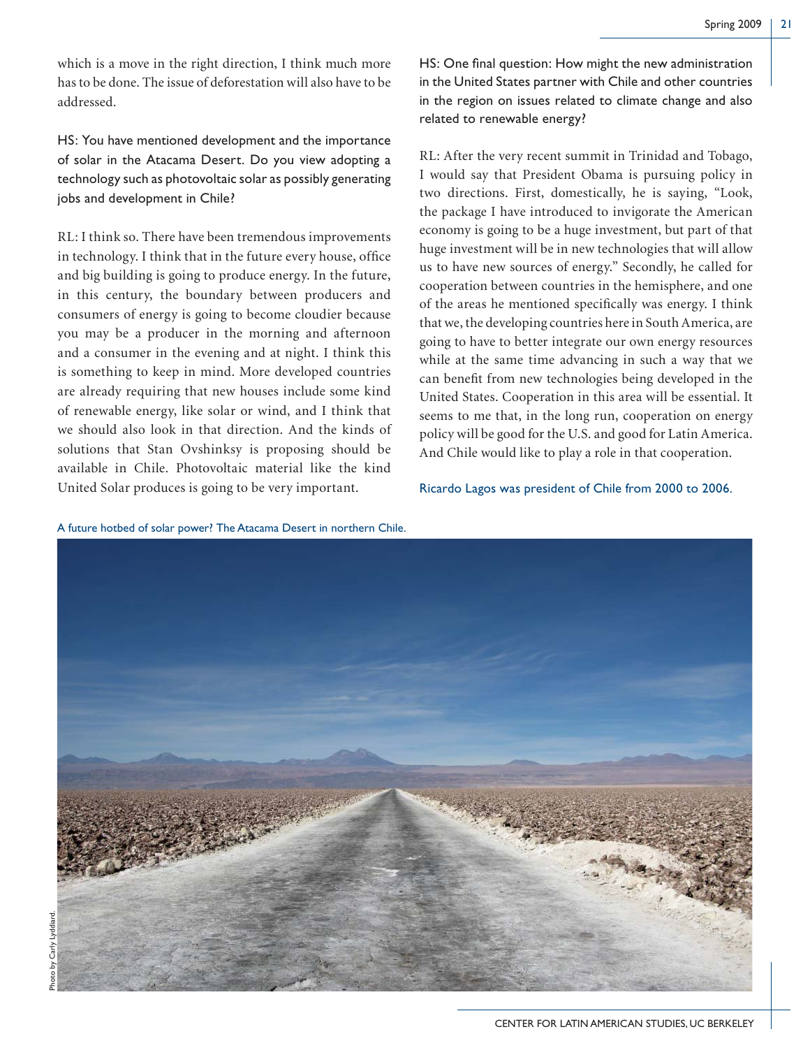which is a move in the right direction, I think much more has to be done. The issue of deforestation will also have to be addressed.

HS: You have mentioned development and the importance of solar in the Atacama Desert. Do you view adopting a technology such as photovoltaic solar as possibly generating jobs and development in Chile?

RL: I think so. There have been tremendous improvements in technology. I think that in the future every house, office and big building is going to produce energy. In the future, in this century, the boundary between producers and consumers of energy is going to become cloudier because you may be a producer in the morning and afternoon and a consumer in the evening and at night. I think this is something to keep in mind. More developed countries are already requiring that new houses include some kind of renewable energy, like solar or wind, and I think that we should also look in that direction. And the kinds of solutions that Stan Ovshinksy is proposing should be available in Chile. Photovoltaic material like the kind United Solar produces is going to be very important.

HS: One final question: How might the new administration in the United States partner with Chile and other countries in the region on issues related to climate change and also related to renewable energy?

RL: After the very recent summit in Trinidad and Tobago, I would say that President Obama is pursuing policy in two directions. First, domestically, he is saying, "Look, the package I have introduced to invigorate the American economy is going to be a huge investment, but part of that huge investment will be in new technologies that will allow us to have new sources of energy." Secondly, he called for cooperation between countries in the hemisphere, and one of the areas he mentioned specifically was energy. I think that we, the developing countries here in South America, are going to have to better integrate our own energy resources while at the same time advancing in such a way that we can benefit from new technologies being developed in the United States. Cooperation in this area will be essential. It seems to me that, in the long run, cooperation on energy policy will be good for the U.S. and good for Latin America. And Chile would like to play a role in that cooperation.

Ricardo Lagos was president of Chile from 2000 to 2006.

A future hotbed of solar power? The Atacama Desert in northern Chile.

Photo by Carly Lyddiard.